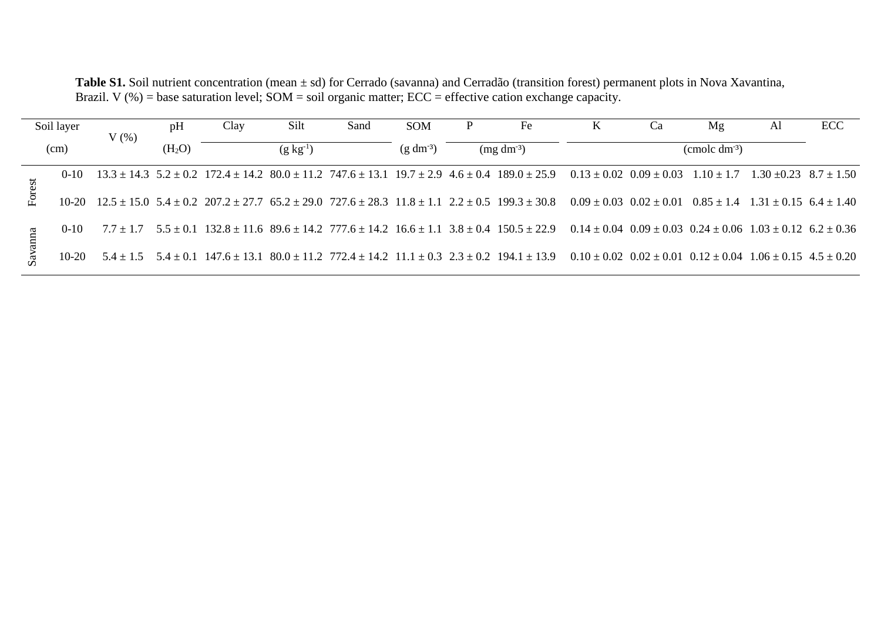**Table S1.** Soil nutrient concentration (mean ± sd) for Cerrado (savanna) and Cerradão (transition forest) permanent plots in Nova Xavantina, Brazil. V (%) = base saturation level; SOM = soil organic matter; ECC = effective cation exchange capacity.

| | Soil layer (cm) | V (%) | pH ($H_2O$) | Clay | Silt | Sand | SOM | P | Fe | K | Ca | Mg | Al | ECC |
|---|---|---|---|---|---|---|---|---|---|---|---|---|---|---|
| | | | | (g kg$^{-1}$) | | | (g dm$^{-3}$) | (mg dm$^{-3}$) | | (cmolc dm$^{-3}$) | | | | |
| Forest | 0-10 | 13.3 ± 14.3 | 5.2 ± 0.2 | 172.4 ± 14.2 | 80.0 ± 11.2 | 747.6 ± 13.1 | 19.7 ± 2.9 | 4.6 ± 0.4 | 189.0 ± 25.9 | 0.13 ± 0.02 | 0.09 ± 0.03 | 1.10 ± 1.7 | 1.30 ±0.23 | 8.7 ± 1.50 |
| | 10-20 | 12.5 ± 15.0 | 5.4 ± 0.2 | 207.2 ± 27.7 | 65.2 ± 29.0 | 727.6 ± 28.3 | 11.8 ± 1.1 | 2.2 ± 0.5 | 199.3 ± 30.8 | 0.09 ± 0.03 | 0.02 ± 0.01 | 0.85 ± 1.4 | 1.31 ± 0.15 | 6.4 ± 1.40 |
| Savanna | 0-10 | 7.7 ± 1.7 | 5.5 ± 0.1 | 132.8 ± 11.6 | 89.6 ± 14.2 | 777.6 ± 14.2 | 16.6 ± 1.1 | 3.8 ± 0.4 | 150.5 ± 22.9 | 0.14 ± 0.04 | 0.09 ± 0.03 | 0.24 ± 0.06 | 1.03 ± 0.12 | 6.2 ± 0.36 |
| | 10-20 | 5.4 ± 1.5 | 5.4 ± 0.1 | 147.6 ± 13.1 | 80.0 ± 11.2 | 772.4 ± 14.2 | 11.1 ± 0.3 | 2.3 ± 0.2 | 194.1 ± 13.9 | 0.10 ± 0.02 | 0.02 ± 0.01 | 0.12 ± 0.04 | 1.06 ± 0.15 | 4.5 ± 0.20 |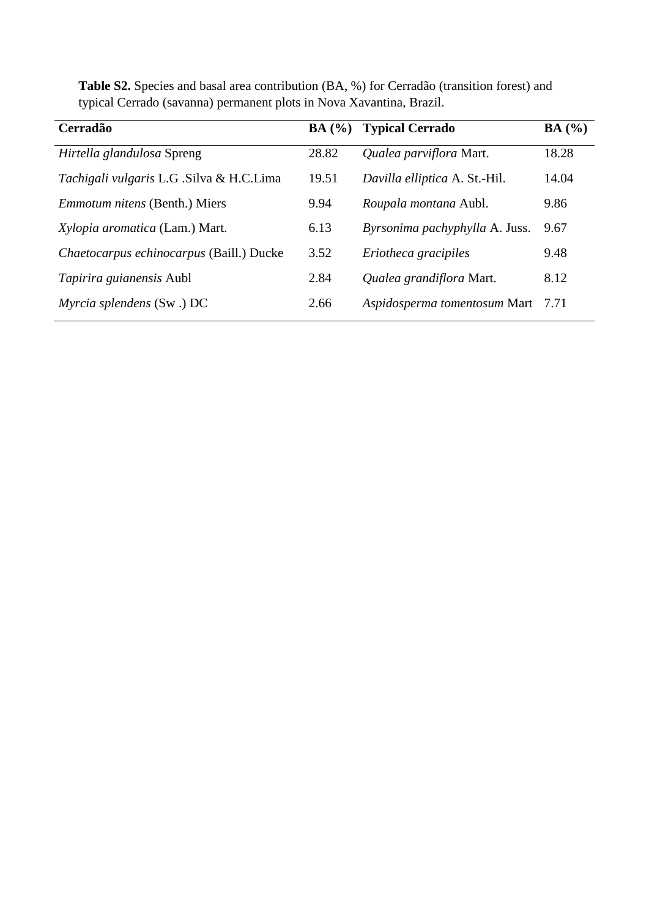**Table S2.** Species and basal area contribution (BA, %) for Cerradão (transition forest) and typical Cerrado (savanna) permanent plots in Nova Xavantina, Brazil.

| Cerradão | BA (%) | Typical Cerrado | BA (%) |
|---|---|---|---|
| *Hirtella glandulosa* Spreng | 28.82 | *Qualea parviflora* Mart. | 18.28 |
| *Tachigali vulgaris* L.G .Silva & H.C.Lima | 19.51 | *Davilla elliptica* A. St.-Hil. | 14.04 |
| *Emmotum nitens* (Benth.) Miers | 9.94 | *Roupala montana* Aubl. | 9.86 |
| *Xylopia aromatica* (Lam.) Mart. | 6.13 | *Byrsonima pachyphylla* A. Juss. | 9.67 |
| *Chaetocarpus echinocarpus* (Baill.) Ducke | 3.52 | *Eriotheca gracipiles* | 9.48 |
| *Tapirira guianensis* Aubl | 2.84 | *Qualea grandiflora* Mart. | 8.12 |
| *Myrcia splendens* (Sw .) DC | 2.66 | *Aspidosperma tomentosum* Mart | 7.71 |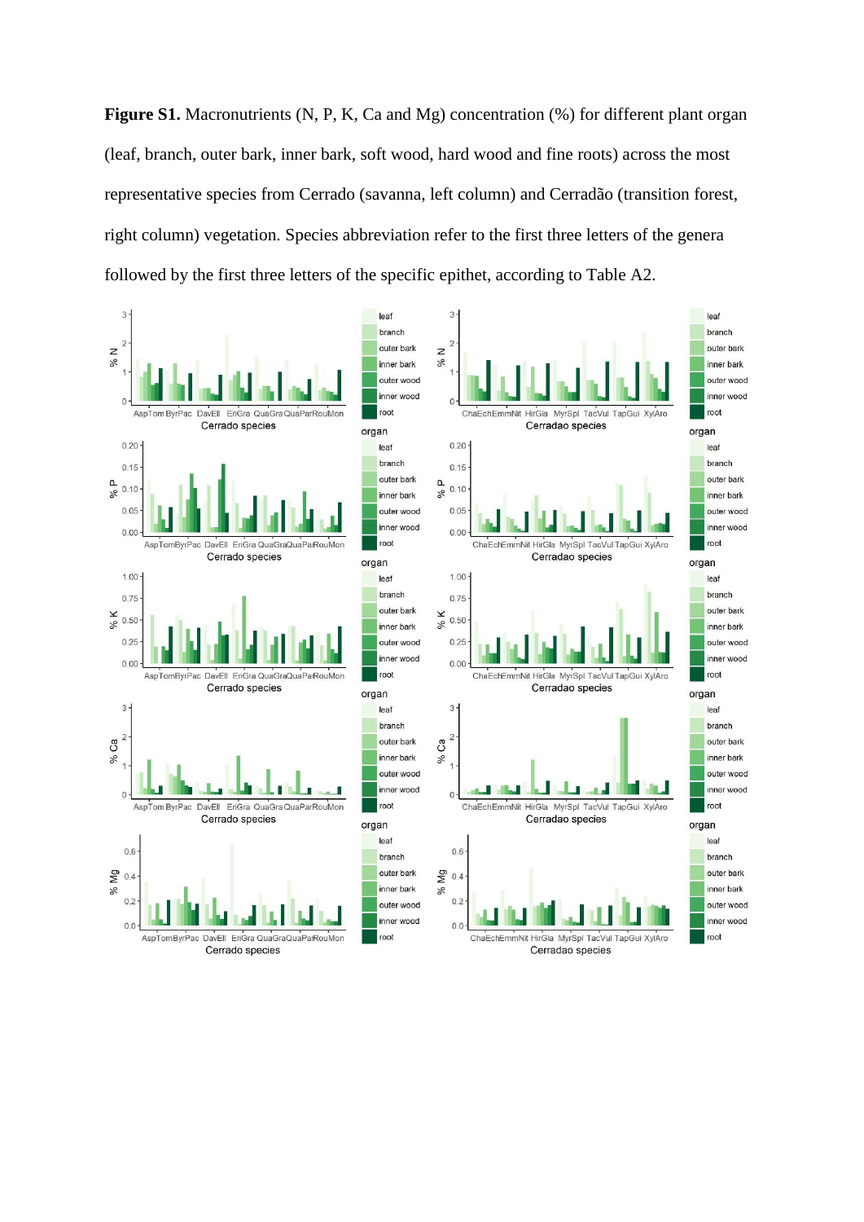**Figure S1.** Macronutrients (N, P, K, Ca and Mg) concentration (%) for different plant organ (leaf, branch, outer bark, inner bark, soft wood, hard wood and fine roots) across the most representative species from Cerrado (savanna, left column) and Cerradão (transition forest, right column) vegetation. Species abbreviation refer to the first three letters of the genera followed by the first three letters of the specific epithet, according to Table A2.

% N
Cerrado species
AspTom ByrPac DavEll EriGra QuaGra QuaPar RouMon

Cerradao species
ChaEch EmmNit HirGla MyrSpl TacVul TapGui XylAro

% P
% K
% Ca
% Mg

organ
leaf
branch
outer bark
inner bark
outer wood
inner wood
root